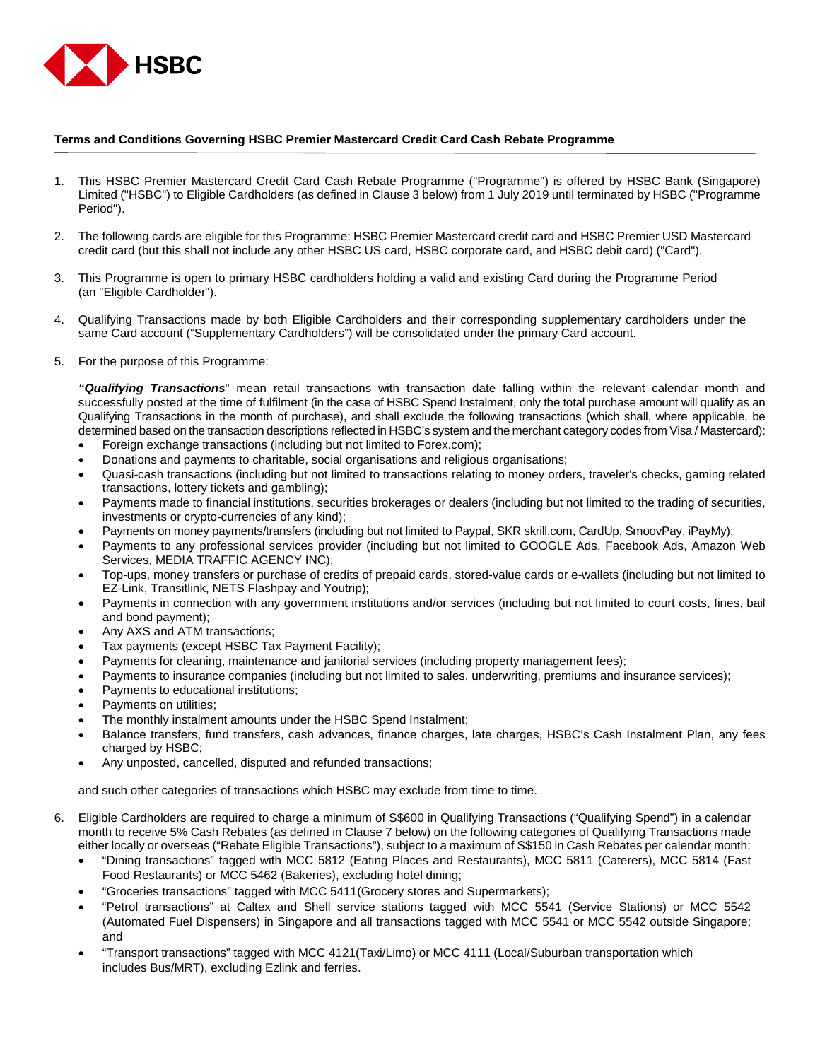# Terms and Conditions Governing HSBC Premier Mastercard Credit Card Cash Rebate Programme

1. This HSBC Premier Mastercard Credit Card Cash Rebate Programme ("Programme") is offered by HSBC Bank (Singapore) Limited ("HSBC") to Eligible Cardholders (as defined in Clause 3 below) from 1 July 2019 until terminated by HSBC ("Programme Period").

2. The following cards are eligible for this Programme: HSBC Premier Mastercard credit card and HSBC Premier USD Mastercard credit card (but this shall not include any other HSBC US card, HSBC corporate card, and HSBC debit card) ("Card").

3. This Programme is open to primary HSBC cardholders holding a valid and existing Card during the Programme Period (an "Eligible Cardholder").

4. Qualifying Transactions made by both Eligible Cardholders and their corresponding supplementary cardholders under the same Card account ("Supplementary Cardholders") will be consolidated under the primary Card account.

5. For the purpose of this Programme:

   ***"Qualifying Transactions***" mean retail transactions with transaction date falling within the relevant calendar month and successfully posted at the time of fulfilment (in the case of HSBC Spend Instalment, only the total purchase amount will qualify as an Qualifying Transactions in the month of purchase), and shall exclude the following transactions (which shall, where applicable, be determined based on the transaction descriptions reflected in HSBC's system and the merchant category codes from Visa / Mastercard):
   - Foreign exchange transactions (including but not limited to Forex.com);
   - Donations and payments to charitable, social organisations and religious organisations;
   - Quasi-cash transactions (including but not limited to transactions relating to money orders, traveler's checks, gaming related transactions, lottery tickets and gambling);
   - Payments made to financial institutions, securities brokerages or dealers (including but not limited to the trading of securities, investments or crypto-currencies of any kind);
   - Payments on money payments/transfers (including but not limited to Paypal, SKR skrill.com, CardUp, SmoovPay, iPayMy);
   - Payments to any professional services provider (including but not limited to GOOGLE Ads, Facebook Ads, Amazon Web Services, MEDIA TRAFFIC AGENCY INC);
   - Top-ups, money transfers or purchase of credits of prepaid cards, stored-value cards or e-wallets (including but not limited to EZ-Link, Transitlink, NETS Flashpay and Youtrip);
   - Payments in connection with any government institutions and/or services (including but not limited to court costs, fines, bail and bond payment);
   - Any AXS and ATM transactions;
   - Tax payments (except HSBC Tax Payment Facility);
   - Payments for cleaning, maintenance and janitorial services (including property management fees);
   - Payments to insurance companies (including but not limited to sales, underwriting, premiums and insurance services);
   - Payments to educational institutions;
   - Payments on utilities;
   - The monthly instalment amounts under the HSBC Spend Instalment;
   - Balance transfers, fund transfers, cash advances, finance charges, late charges, HSBC's Cash Instalment Plan, any fees charged by HSBC;
   - Any unposted, cancelled, disputed and refunded transactions;

   and such other categories of transactions which HSBC may exclude from time to time.

6. Eligible Cardholders are required to charge a minimum of S$600 in Qualifying Transactions ("Qualifying Spend") in a calendar month to receive 5% Cash Rebates (as defined in Clause 7 below) on the following categories of Qualifying Transactions made either locally or overseas ("Rebate Eligible Transactions"), subject to a maximum of S$150 in Cash Rebates per calendar month:
   - "Dining transactions" tagged with MCC 5812 (Eating Places and Restaurants), MCC 5811 (Caterers), MCC 5814 (Fast Food Restaurants) or MCC 5462 (Bakeries), excluding hotel dining;
   - "Groceries transactions" tagged with MCC 5411(Grocery stores and Supermarkets);
   - "Petrol transactions" at Caltex and Shell service stations tagged with MCC 5541 (Service Stations) or MCC 5542 (Automated Fuel Dispensers) in Singapore and all transactions tagged with MCC 5541 or MCC 5542 outside Singapore; and
   - "Transport transactions" tagged with MCC 4121(Taxi/Limo) or MCC 4111 (Local/Suburban transportation which includes Bus/MRT), excluding Ezlink and ferries.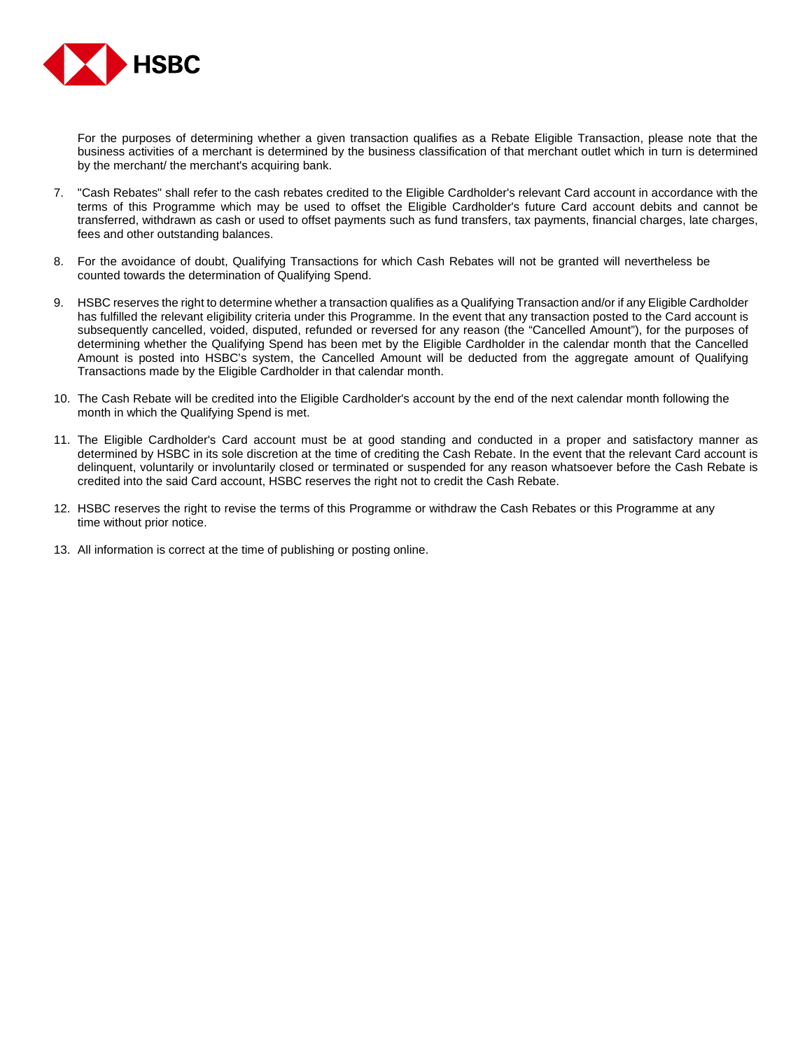For the purposes of determining whether a given transaction qualifies as a Rebate Eligible Transaction, please note that the business activities of a merchant is determined by the business classification of that merchant outlet which in turn is determined by the merchant/ the merchant's acquiring bank.

7. "Cash Rebates" shall refer to the cash rebates credited to the Eligible Cardholder's relevant Card account in accordance with the terms of this Programme which may be used to offset the Eligible Cardholder's future Card account debits and cannot be transferred, withdrawn as cash or used to offset payments such as fund transfers, tax payments, financial charges, late charges, fees and other outstanding balances.

8. For the avoidance of doubt, Qualifying Transactions for which Cash Rebates will not be granted will nevertheless be counted towards the determination of Qualifying Spend.

9. HSBC reserves the right to determine whether a transaction qualifies as a Qualifying Transaction and/or if any Eligible Cardholder has fulfilled the relevant eligibility criteria under this Programme. In the event that any transaction posted to the Card account is subsequently cancelled, voided, disputed, refunded or reversed for any reason (the "Cancelled Amount"), for the purposes of determining whether the Qualifying Spend has been met by the Eligible Cardholder in the calendar month that the Cancelled Amount is posted into HSBC's system, the Cancelled Amount will be deducted from the aggregate amount of Qualifying Transactions made by the Eligible Cardholder in that calendar month.

10. The Cash Rebate will be credited into the Eligible Cardholder's account by the end of the next calendar month following the month in which the Qualifying Spend is met.

11. The Eligible Cardholder's Card account must be at good standing and conducted in a proper and satisfactory manner as determined by HSBC in its sole discretion at the time of crediting the Cash Rebate. In the event that the relevant Card account is delinquent, voluntarily or involuntarily closed or terminated or suspended for any reason whatsoever before the Cash Rebate is credited into the said Card account, HSBC reserves the right not to credit the Cash Rebate.

12. HSBC reserves the right to revise the terms of this Programme or withdraw the Cash Rebates or this Programme at any time without prior notice.

13. All information is correct at the time of publishing or posting online.